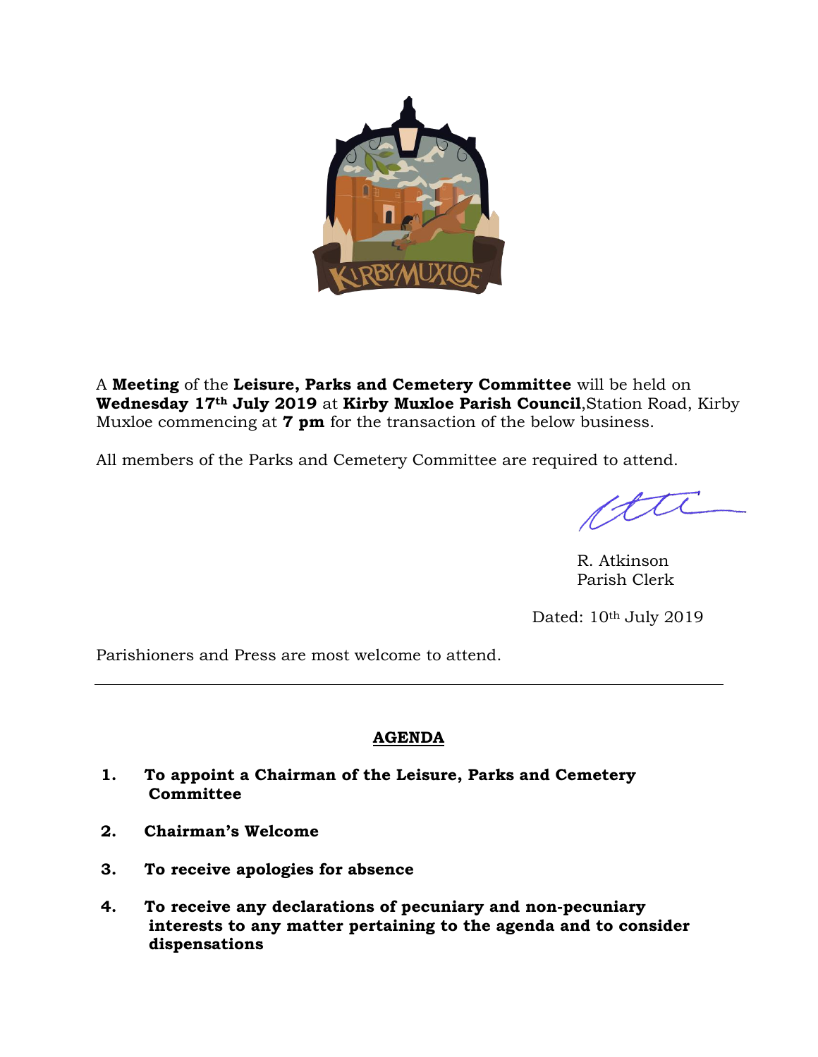A **Meeting** of the **Leisure, Parks and Cemetery Committee** will be held on **Wednesday 17th July 2019** at **Kirby Muxloe Parish Council**,Station Road, Kirby Muxloe commencing at **7 pm** for the transaction of the below business.

All members of the Parks and Cemetery Committee are required to attend.

R. Atkinson
Parish Clerk

Dated: 10th July 2019

Parishioners and Press are most welcome to attend.

---

## AGENDA

1. **To appoint a Chairman of the Leisure, Parks and Cemetery Committee**

2. **Chairman's Welcome**

3. **To receive apologies for absence**

4. **To receive any declarations of pecuniary and non-pecuniary interests to any matter pertaining to the agenda and to consider dispensations**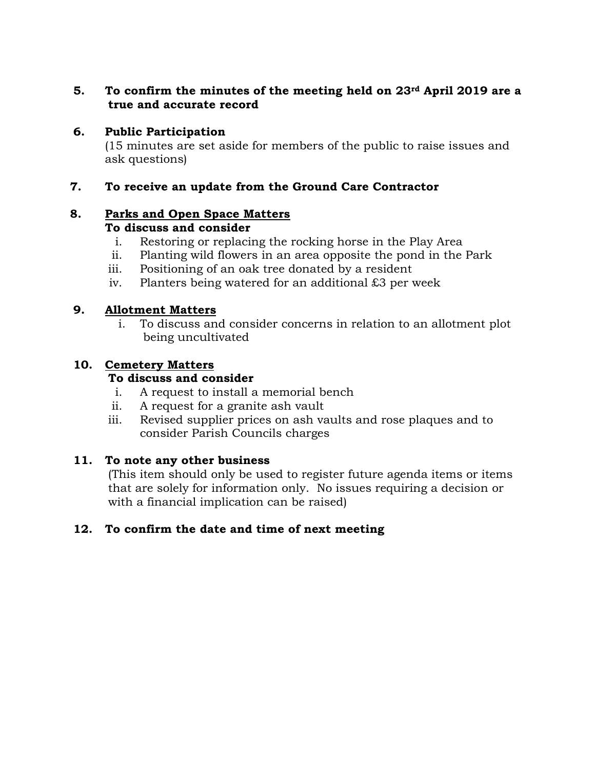5. **To confirm the minutes of the meeting held on 23rd April 2019 are a true and accurate record**

6. **Public Participation**
   (15 minutes are set aside for members of the public to raise issues and ask questions)

7. **To receive an update from the Ground Care Contractor**

8. **<u>Parks and Open Space Matters</u>**
   **To discuss and consider**
   1. Restoring or replacing the rocking horse in the Play Area
   2. Planting wild flowers in an area opposite the pond in the Park
   3. Positioning of an oak tree donated by a resident
   4. Planters being watered for an additional £3 per week

9. **<u>Allotment Matters</u>**
   1. To discuss and consider concerns in relation to an allotment plot being uncultivated

10. **<u>Cemetery Matters</u>**
    **To discuss and consider**
    1. A request to install a memorial bench
    2. A request for a granite ash vault
    3. Revised supplier prices on ash vaults and rose plaques and to consider Parish Councils charges

11. **To note any other business**
    (This item should only be used to register future agenda items or items that are solely for information only. No issues requiring a decision or with a financial implication can be raised)

12. **To confirm the date and time of next meeting**